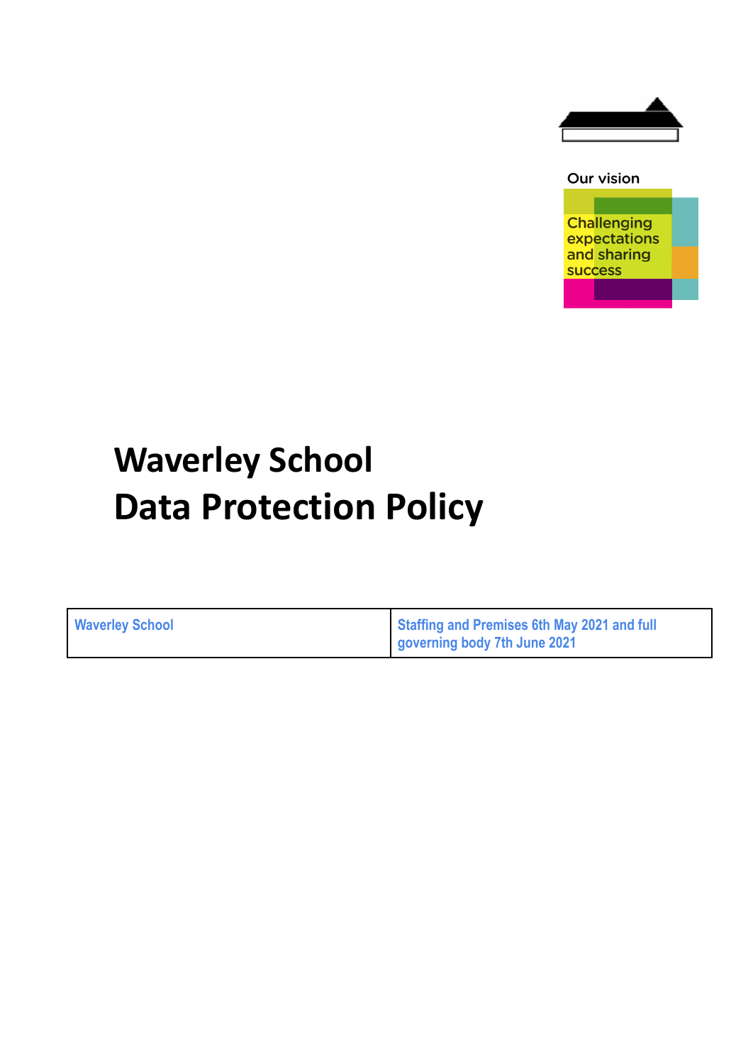Our vision

Challenging expectations and sharing success

# Waverley School
# Data Protection Policy

| | |
|---|---|
| Waverley School | Staffing and Premises 6th May 2021 and full governing body 7th June 2021 |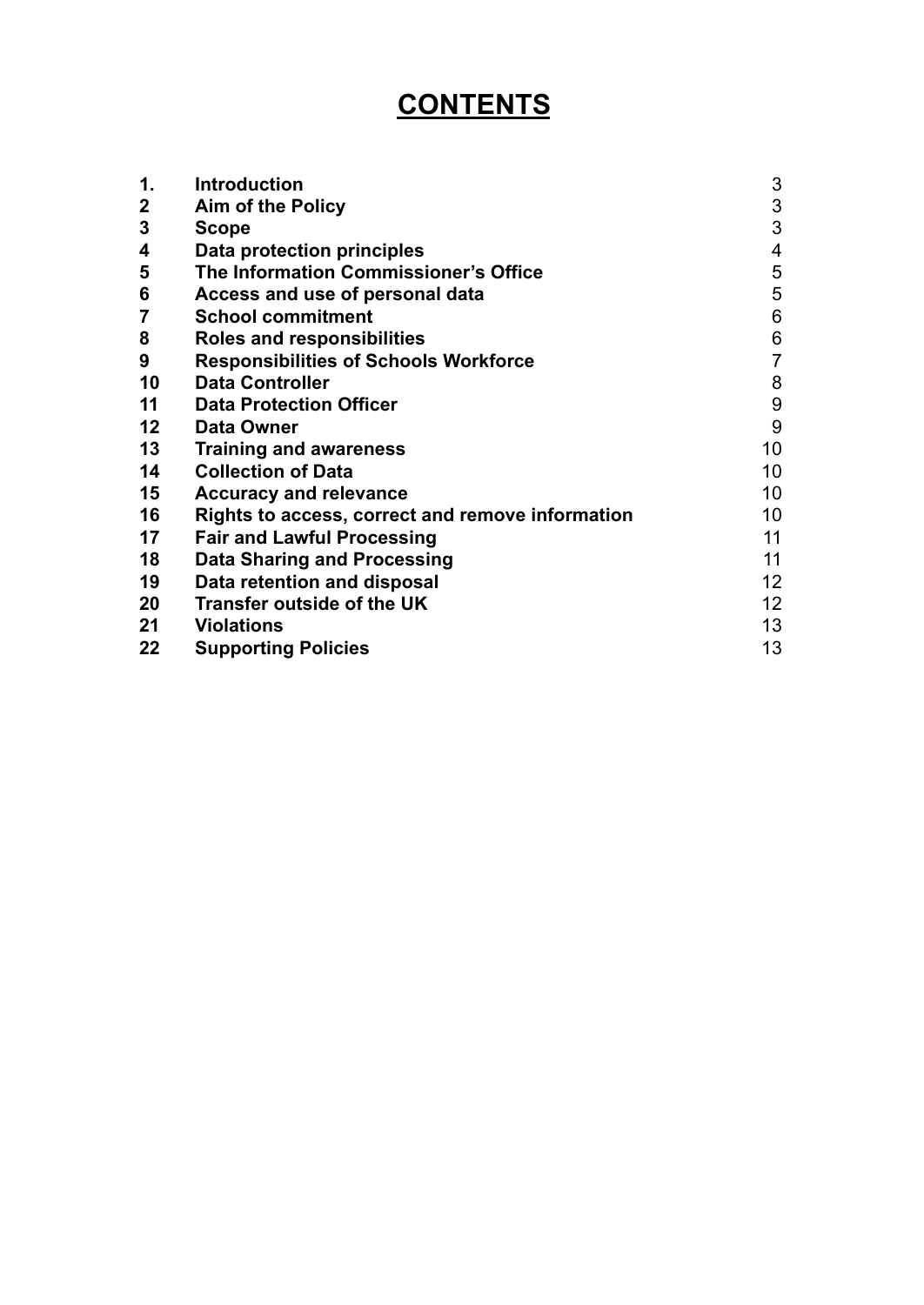# CONTENTS

| | | |
|---|---|---|
| **1.** | **Introduction** | 3 |
| **2** | **Aim of the Policy** | 3 |
| **3** | **Scope** | 3 |
| **4** | **Data protection principles** | 4 |
| **5** | **The Information Commissioner's Office** | 5 |
| **6** | **Access and use of personal data** | 5 |
| **7** | **School commitment** | 6 |
| **8** | **Roles and responsibilities** | 6 |
| **9** | **Responsibilities of Schools Workforce** | 7 |
| **10** | **Data Controller** | 8 |
| **11** | **Data Protection Officer** | 9 |
| **12** | **Data Owner** | 9 |
| **13** | **Training and awareness** | 10 |
| **14** | **Collection of Data** | 10 |
| **15** | **Accuracy and relevance** | 10 |
| **16** | **Rights to access, correct and remove information** | 10 |
| **17** | **Fair and Lawful Processing** | 11 |
| **18** | **Data Sharing and Processing** | 11 |
| **19** | **Data retention and disposal** | 12 |
| **20** | **Transfer outside of the UK** | 12 |
| **21** | **Violations** | 13 |
| **22** | **Supporting Policies** | 13 |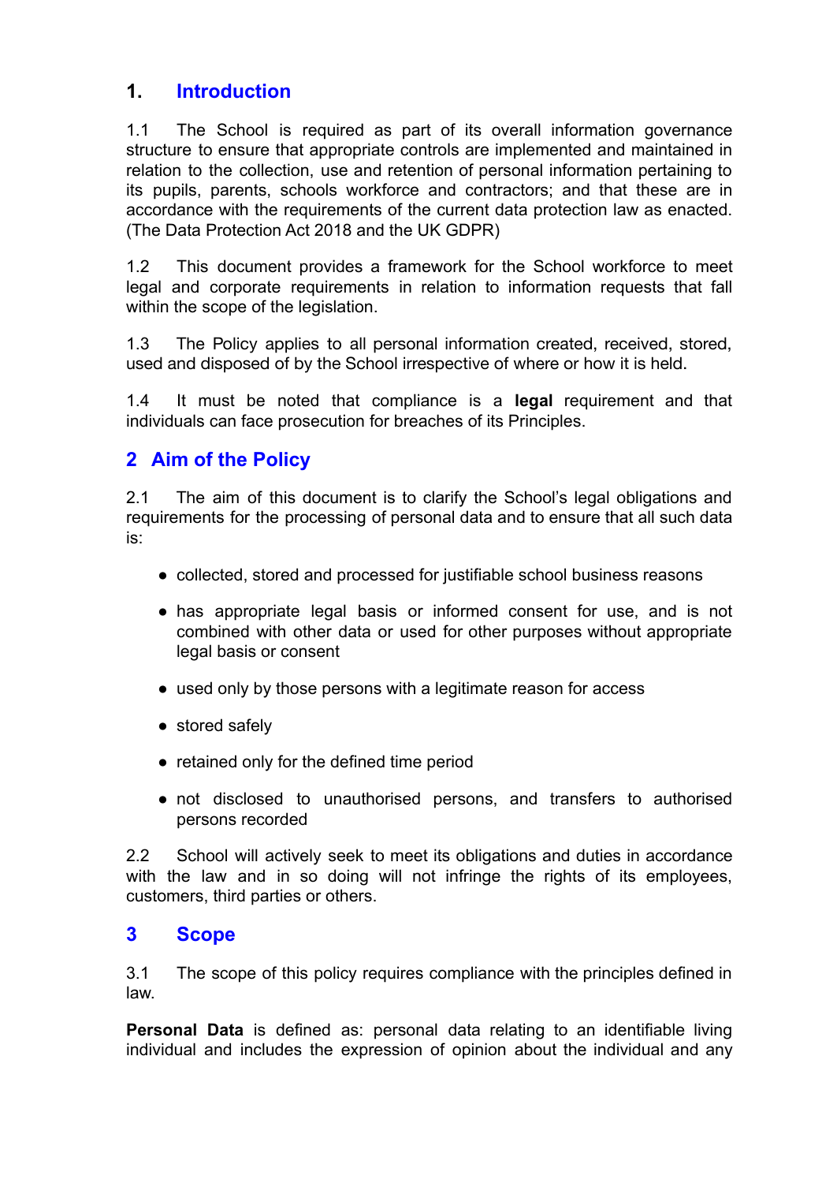## 1. Introduction

1.1 The School is required as part of its overall information governance structure to ensure that appropriate controls are implemented and maintained in relation to the collection, use and retention of personal information pertaining to its pupils, parents, schools workforce and contractors; and that these are in accordance with the requirements of the current data protection law as enacted. (The Data Protection Act 2018 and the UK GDPR)

1.2 This document provides a framework for the School workforce to meet legal and corporate requirements in relation to information requests that fall within the scope of the legislation.

1.3 The Policy applies to all personal information created, received, stored, used and disposed of by the School irrespective of where or how it is held.

1.4 It must be noted that compliance is a **legal** requirement and that individuals can face prosecution for breaches of its Principles.

## 2 Aim of the Policy

2.1 The aim of this document is to clarify the School's legal obligations and requirements for the processing of personal data and to ensure that all such data is:

- collected, stored and processed for justifiable school business reasons
- has appropriate legal basis or informed consent for use, and is not combined with other data or used for other purposes without appropriate legal basis or consent
- used only by those persons with a legitimate reason for access
- stored safely
- retained only for the defined time period
- not disclosed to unauthorised persons, and transfers to authorised persons recorded

2.2 School will actively seek to meet its obligations and duties in accordance with the law and in so doing will not infringe the rights of its employees, customers, third parties or others.

## 3 Scope

3.1 The scope of this policy requires compliance with the principles defined in law.

**Personal Data** is defined as: personal data relating to an identifiable living individual and includes the expression of opinion about the individual and any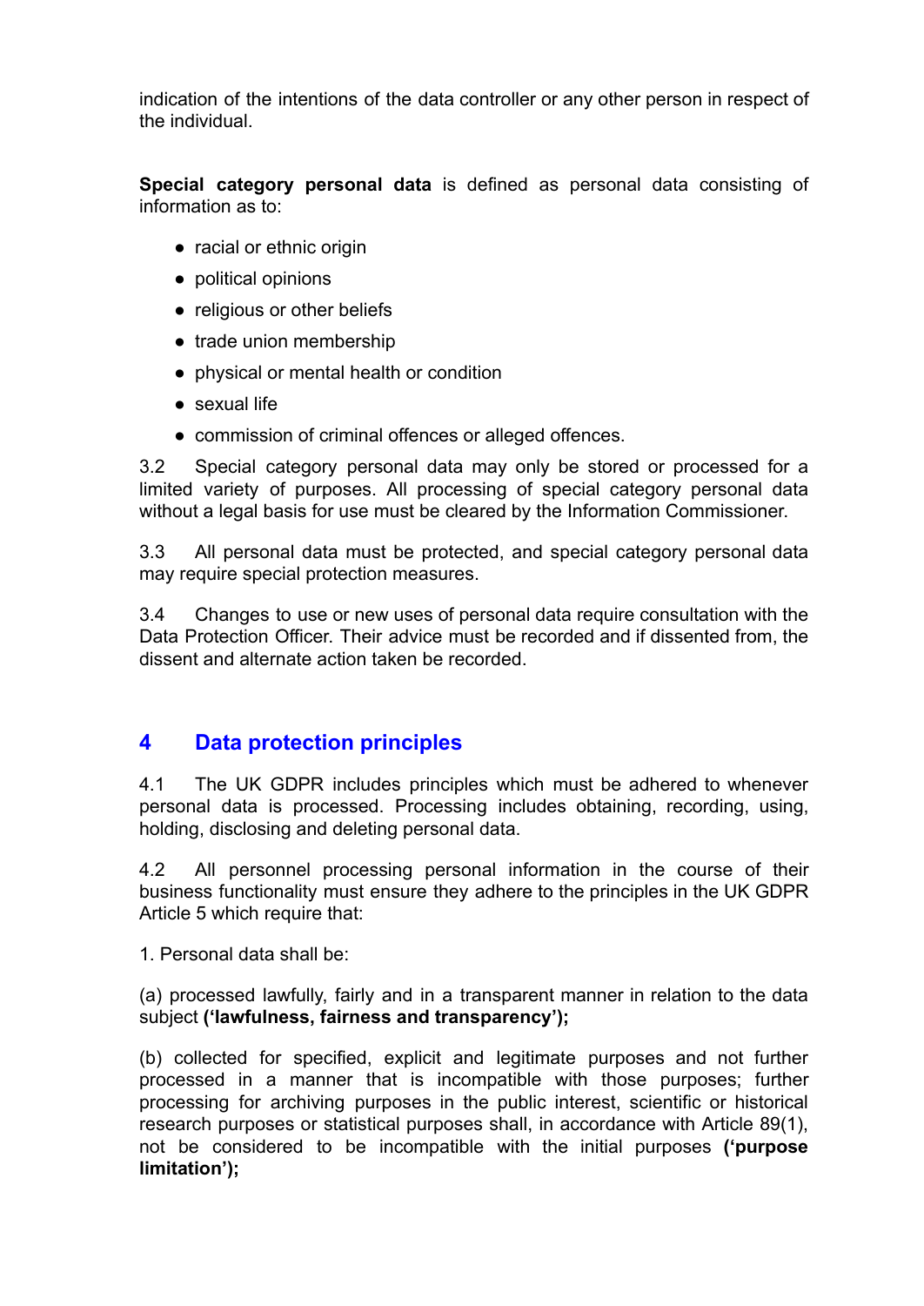indication of the intentions of the data controller or any other person in respect of the individual.

**Special category personal data** is defined as personal data consisting of information as to:

- racial or ethnic origin
- political opinions
- religious or other beliefs
- trade union membership
- physical or mental health or condition
- sexual life
- commission of criminal offences or alleged offences.

3.2 Special category personal data may only be stored or processed for a limited variety of purposes. All processing of special category personal data without a legal basis for use must be cleared by the Information Commissioner.

3.3 All personal data must be protected, and special category personal data may require special protection measures.

3.4 Changes to use or new uses of personal data require consultation with the Data Protection Officer. Their advice must be recorded and if dissented from, the dissent and alternate action taken be recorded.

## 4 Data protection principles

4.1 The UK GDPR includes principles which must be adhered to whenever personal data is processed. Processing includes obtaining, recording, using, holding, disclosing and deleting personal data.

4.2 All personnel processing personal information in the course of their business functionality must ensure they adhere to the principles in the UK GDPR Article 5 which require that:

1. Personal data shall be:

(a) processed lawfully, fairly and in a transparent manner in relation to the data subject **('lawfulness, fairness and transparency');**

(b) collected for specified, explicit and legitimate purposes and not further processed in a manner that is incompatible with those purposes; further processing for archiving purposes in the public interest, scientific or historical research purposes or statistical purposes shall, in accordance with Article 89(1), not be considered to be incompatible with the initial purposes **('purpose limitation');**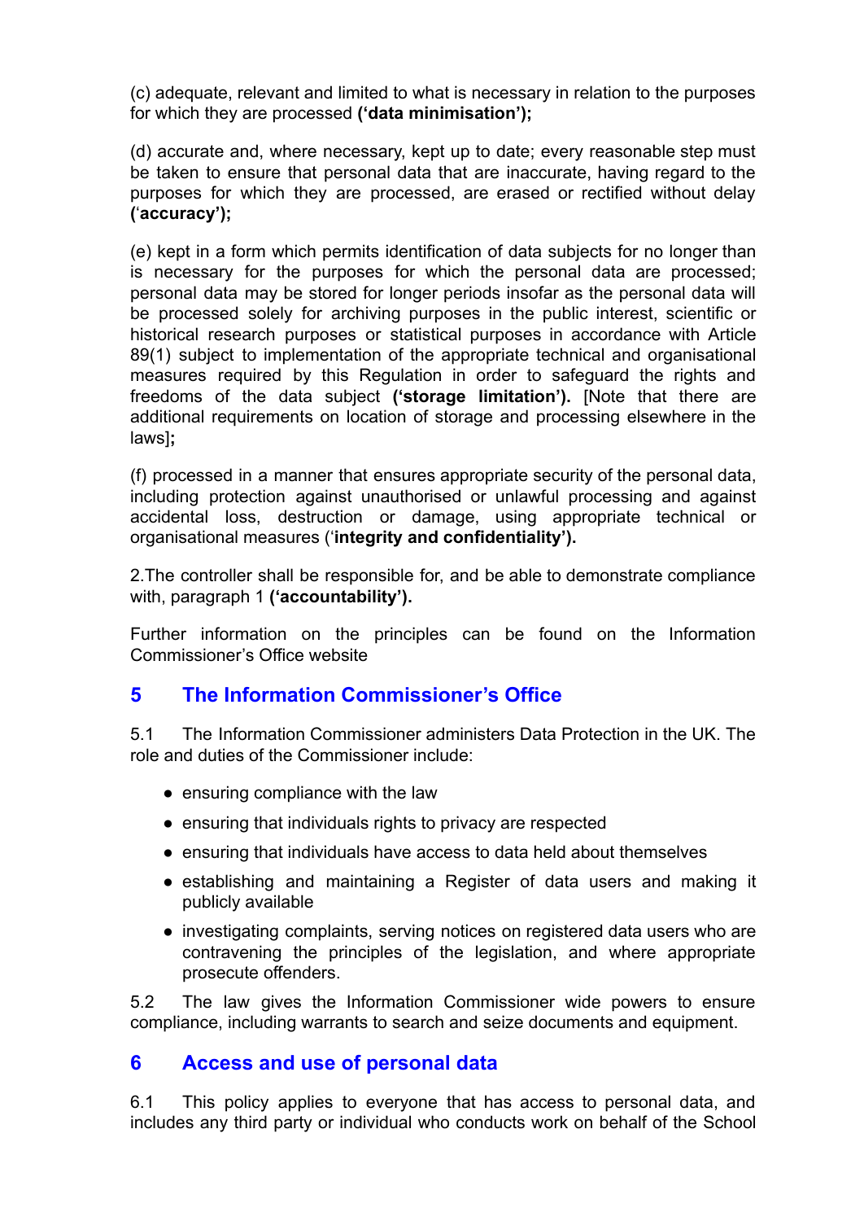(c) adequate, relevant and limited to what is necessary in relation to the purposes for which they are processed **('data minimisation');**

(d) accurate and, where necessary, kept up to date; every reasonable step must be taken to ensure that personal data that are inaccurate, having regard to the purposes for which they are processed, are erased or rectified without delay **('accuracy');**

(e) kept in a form which permits identification of data subjects for no longer than is necessary for the purposes for which the personal data are processed; personal data may be stored for longer periods insofar as the personal data will be processed solely for archiving purposes in the public interest, scientific or historical research purposes or statistical purposes in accordance with Article 89(1) subject to implementation of the appropriate technical and organisational measures required by this Regulation in order to safeguard the rights and freedoms of the data subject **('storage limitation').** [Note that there are additional requirements on location of storage and processing elsewhere in the laws]**;**

(f) processed in a manner that ensures appropriate security of the personal data, including protection against unauthorised or unlawful processing and against accidental loss, destruction or damage, using appropriate technical or organisational measures ('**integrity and confidentiality').**

2.The controller shall be responsible for, and be able to demonstrate compliance with, paragraph 1 **('accountability').**

Further information on the principles can be found on the Information Commissioner's Office website

## 5 The Information Commissioner's Office

5.1 The Information Commissioner administers Data Protection in the UK. The role and duties of the Commissioner include:

- ensuring compliance with the law
- ensuring that individuals rights to privacy are respected
- ensuring that individuals have access to data held about themselves
- establishing and maintaining a Register of data users and making it publicly available
- investigating complaints, serving notices on registered data users who are contravening the principles of the legislation, and where appropriate prosecute offenders.

5.2 The law gives the Information Commissioner wide powers to ensure compliance, including warrants to search and seize documents and equipment.

## 6 Access and use of personal data

6.1 This policy applies to everyone that has access to personal data, and includes any third party or individual who conducts work on behalf of the School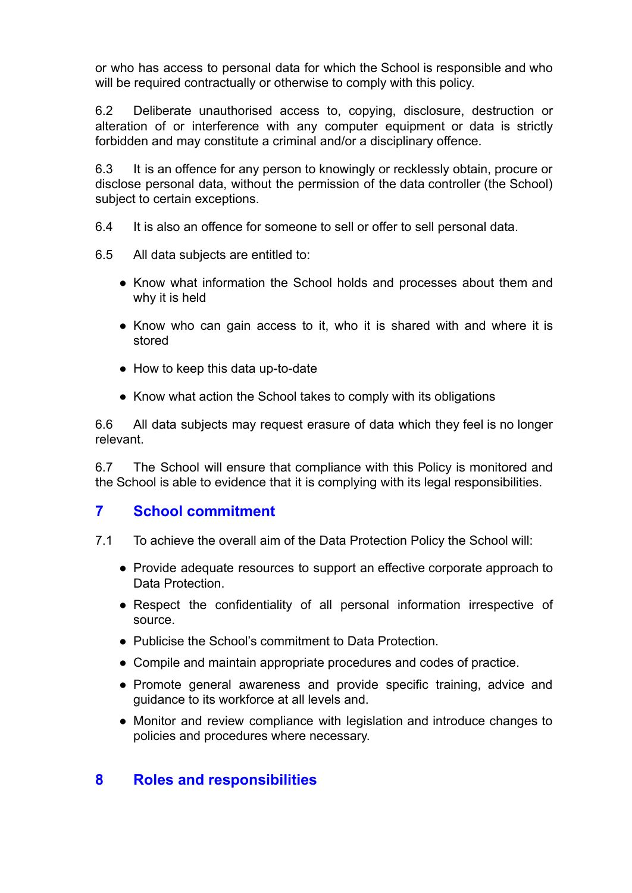or who has access to personal data for which the School is responsible and who will be required contractually or otherwise to comply with this policy.

6.2 Deliberate unauthorised access to, copying, disclosure, destruction or alteration of or interference with any computer equipment or data is strictly forbidden and may constitute a criminal and/or a disciplinary offence.

6.3 It is an offence for any person to knowingly or recklessly obtain, procure or disclose personal data, without the permission of the data controller (the School) subject to certain exceptions.

6.4 It is also an offence for someone to sell or offer to sell personal data.

6.5 All data subjects are entitled to:

- Know what information the School holds and processes about them and why it is held
- Know who can gain access to it, who it is shared with and where it is stored
- How to keep this data up-to-date
- Know what action the School takes to comply with its obligations

6.6 All data subjects may request erasure of data which they feel is no longer relevant.

6.7 The School will ensure that compliance with this Policy is monitored and the School is able to evidence that it is complying with its legal responsibilities.

## 7 School commitment

7.1 To achieve the overall aim of the Data Protection Policy the School will:

- Provide adequate resources to support an effective corporate approach to Data Protection.
- Respect the confidentiality of all personal information irrespective of source.
- Publicise the School's commitment to Data Protection.
- Compile and maintain appropriate procedures and codes of practice.
- Promote general awareness and provide specific training, advice and guidance to its workforce at all levels and.
- Monitor and review compliance with legislation and introduce changes to policies and procedures where necessary.

## 8 Roles and responsibilities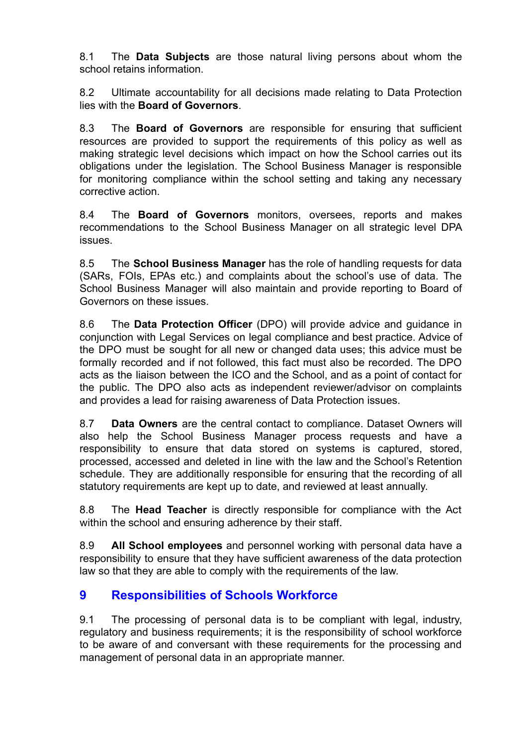8.1 The **Data Subjects** are those natural living persons about whom the school retains information.

8.2 Ultimate accountability for all decisions made relating to Data Protection lies with the **Board of Governors**.

8.3 The **Board of Governors** are responsible for ensuring that sufficient resources are provided to support the requirements of this policy as well as making strategic level decisions which impact on how the School carries out its obligations under the legislation. The School Business Manager is responsible for monitoring compliance within the school setting and taking any necessary corrective action.

8.4 The **Board of Governors** monitors, oversees, reports and makes recommendations to the School Business Manager on all strategic level DPA issues.

8.5 The **School Business Manager** has the role of handling requests for data (SARs, FOIs, EPAs etc.) and complaints about the school's use of data. The School Business Manager will also maintain and provide reporting to Board of Governors on these issues.

8.6 The **Data Protection Officer** (DPO) will provide advice and guidance in conjunction with Legal Services on legal compliance and best practice. Advice of the DPO must be sought for all new or changed data uses; this advice must be formally recorded and if not followed, this fact must also be recorded. The DPO acts as the liaison between the ICO and the School, and as a point of contact for the public. The DPO also acts as independent reviewer/advisor on complaints and provides a lead for raising awareness of Data Protection issues.

8.7 **Data Owners** are the central contact to compliance. Dataset Owners will also help the School Business Manager process requests and have a responsibility to ensure that data stored on systems is captured, stored, processed, accessed and deleted in line with the law and the School's Retention schedule. They are additionally responsible for ensuring that the recording of all statutory requirements are kept up to date, and reviewed at least annually.

8.8 The **Head Teacher** is directly responsible for compliance with the Act within the school and ensuring adherence by their staff.

8.9 **All School employees** and personnel working with personal data have a responsibility to ensure that they have sufficient awareness of the data protection law so that they are able to comply with the requirements of the law.

## 9 Responsibilities of Schools Workforce

9.1 The processing of personal data is to be compliant with legal, industry, regulatory and business requirements; it is the responsibility of school workforce to be aware of and conversant with these requirements for the processing and management of personal data in an appropriate manner.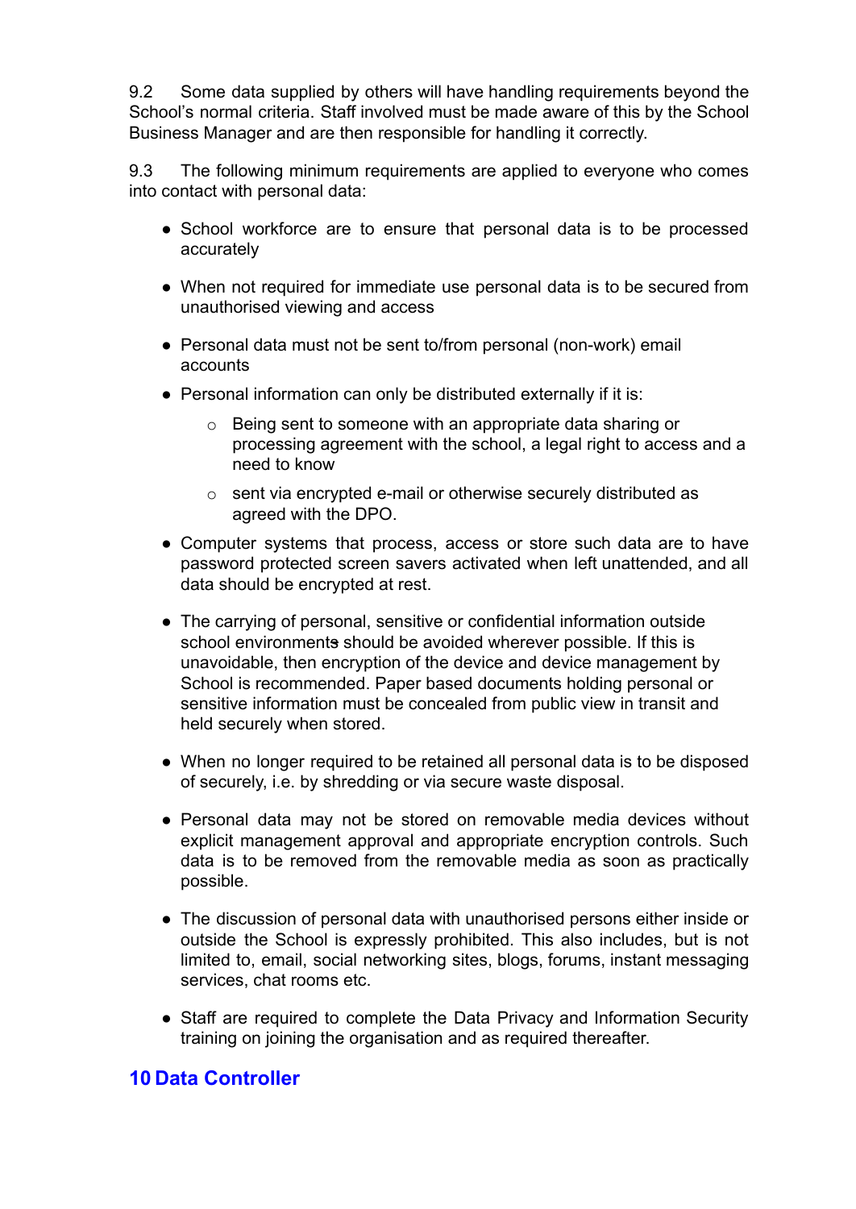9.2 Some data supplied by others will have handling requirements beyond the School's normal criteria. Staff involved must be made aware of this by the School Business Manager and are then responsible for handling it correctly.

9.3 The following minimum requirements are applied to everyone who comes into contact with personal data:

- School workforce are to ensure that personal data is to be processed accurately
- When not required for immediate use personal data is to be secured from unauthorised viewing and access
- Personal data must not be sent to/from personal (non-work) email accounts
- Personal information can only be distributed externally if it is:
  - Being sent to someone with an appropriate data sharing or processing agreement with the school, a legal right to access and a need to know
  - sent via encrypted e-mail or otherwise securely distributed as agreed with the DPO.
- Computer systems that process, access or store such data are to have password protected screen savers activated when left unattended, and all data should be encrypted at rest.
- The carrying of personal, sensitive or confidential information outside school environments should be avoided wherever possible. If this is unavoidable, then encryption of the device and device management by School is recommended. Paper based documents holding personal or sensitive information must be concealed from public view in transit and held securely when stored.
- When no longer required to be retained all personal data is to be disposed of securely, i.e. by shredding or via secure waste disposal.
- Personal data may not be stored on removable media devices without explicit management approval and appropriate encryption controls. Such data is to be removed from the removable media as soon as practically possible.
- The discussion of personal data with unauthorised persons either inside or outside the School is expressly prohibited. This also includes, but is not limited to, email, social networking sites, blogs, forums, instant messaging services, chat rooms etc.
- Staff are required to complete the Data Privacy and Information Security training on joining the organisation and as required thereafter.

## 10 Data Controller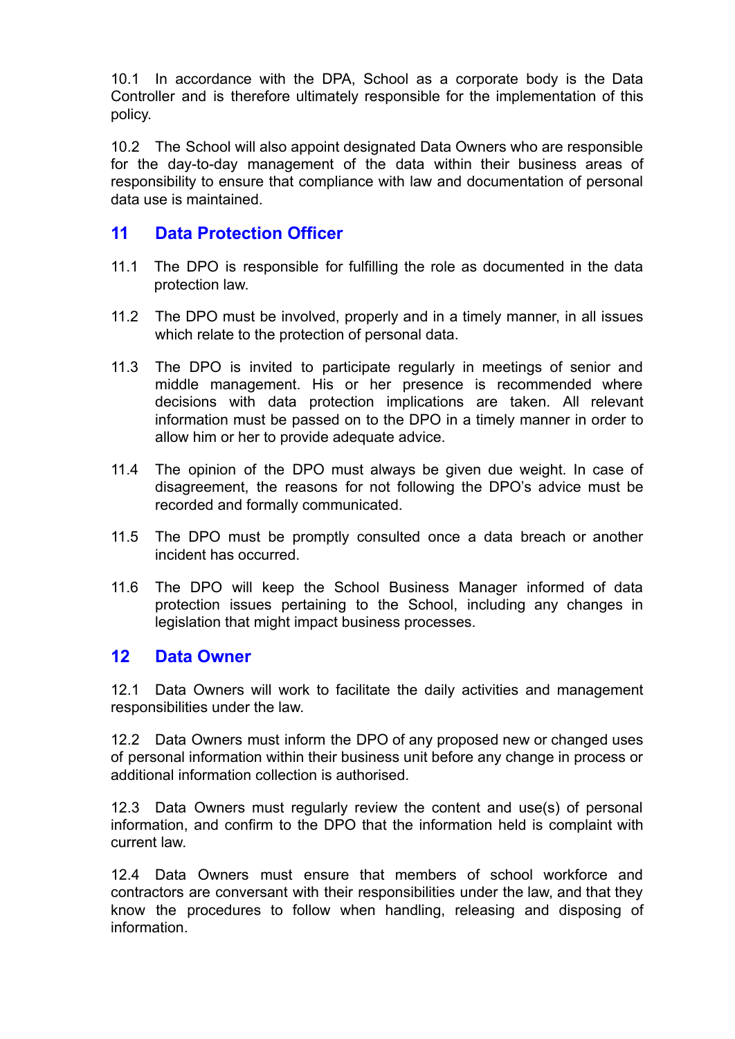10.1 In accordance with the DPA, School as a corporate body is the Data Controller and is therefore ultimately responsible for the implementation of this policy.

10.2 The School will also appoint designated Data Owners who are responsible for the day-to-day management of the data within their business areas of responsibility to ensure that compliance with law and documentation of personal data use is maintained.

## 11 Data Protection Officer

11.1 The DPO is responsible for fulfilling the role as documented in the data protection law.

11.2 The DPO must be involved, properly and in a timely manner, in all issues which relate to the protection of personal data.

11.3 The DPO is invited to participate regularly in meetings of senior and middle management. His or her presence is recommended where decisions with data protection implications are taken. All relevant information must be passed on to the DPO in a timely manner in order to allow him or her to provide adequate advice.

11.4 The opinion of the DPO must always be given due weight. In case of disagreement, the reasons for not following the DPO's advice must be recorded and formally communicated.

11.5 The DPO must be promptly consulted once a data breach or another incident has occurred.

11.6 The DPO will keep the School Business Manager informed of data protection issues pertaining to the School, including any changes in legislation that might impact business processes.

## 12 Data Owner

12.1 Data Owners will work to facilitate the daily activities and management responsibilities under the law.

12.2 Data Owners must inform the DPO of any proposed new or changed uses of personal information within their business unit before any change in process or additional information collection is authorised.

12.3 Data Owners must regularly review the content and use(s) of personal information, and confirm to the DPO that the information held is complaint with current law.

12.4 Data Owners must ensure that members of school workforce and contractors are conversant with their responsibilities under the law, and that they know the procedures to follow when handling, releasing and disposing of information.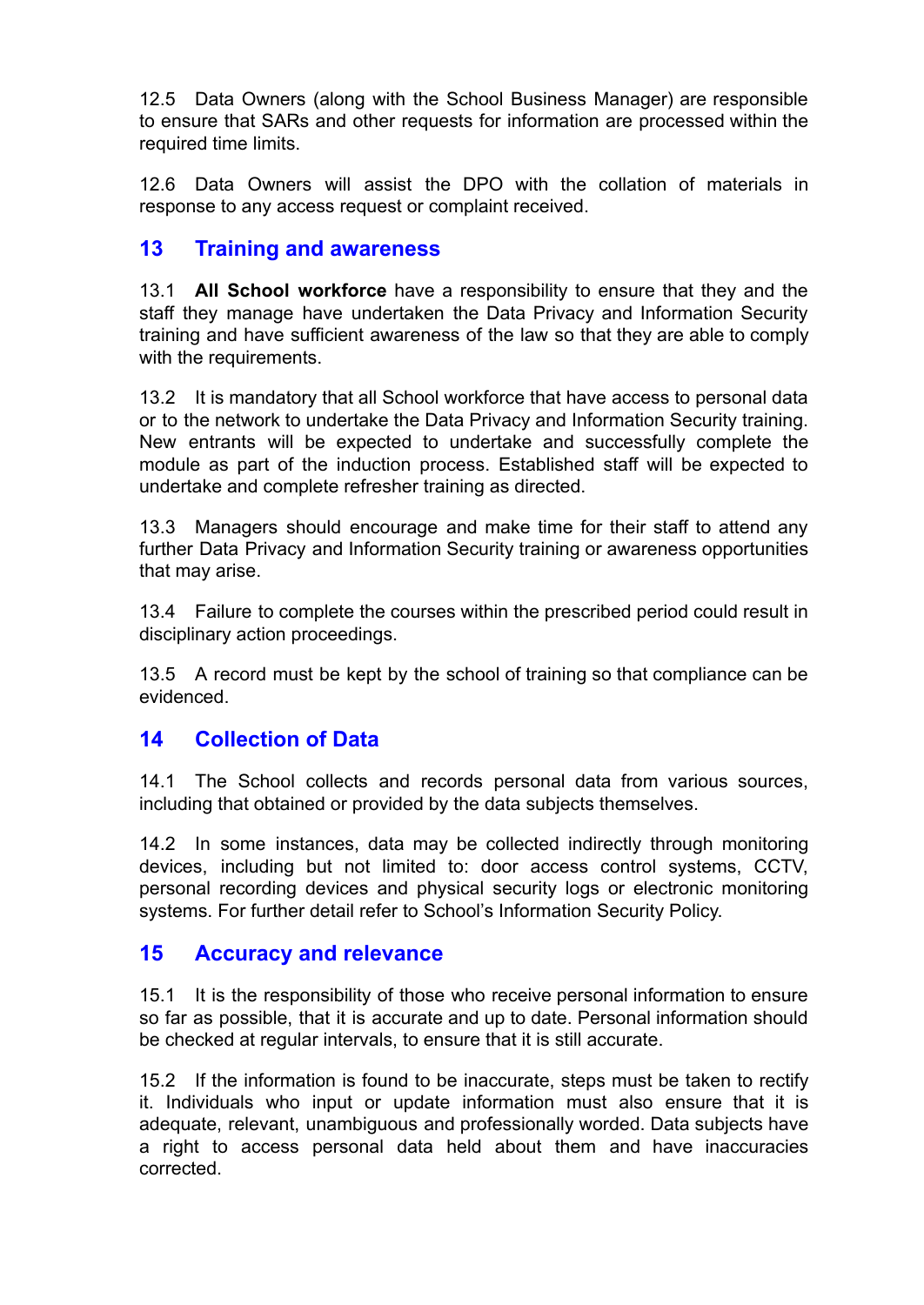12.5 Data Owners (along with the School Business Manager) are responsible to ensure that SARs and other requests for information are processed within the required time limits.

12.6 Data Owners will assist the DPO with the collation of materials in response to any access request or complaint received.

## 13 Training and awareness

13.1 **All School workforce** have a responsibility to ensure that they and the staff they manage have undertaken the Data Privacy and Information Security training and have sufficient awareness of the law so that they are able to comply with the requirements.

13.2 It is mandatory that all School workforce that have access to personal data or to the network to undertake the Data Privacy and Information Security training. New entrants will be expected to undertake and successfully complete the module as part of the induction process. Established staff will be expected to undertake and complete refresher training as directed.

13.3 Managers should encourage and make time for their staff to attend any further Data Privacy and Information Security training or awareness opportunities that may arise.

13.4 Failure to complete the courses within the prescribed period could result in disciplinary action proceedings.

13.5 A record must be kept by the school of training so that compliance can be evidenced.

## 14 Collection of Data

14.1 The School collects and records personal data from various sources, including that obtained or provided by the data subjects themselves.

14.2 In some instances, data may be collected indirectly through monitoring devices, including but not limited to: door access control systems, CCTV, personal recording devices and physical security logs or electronic monitoring systems. For further detail refer to School's Information Security Policy.

## 15 Accuracy and relevance

15.1 It is the responsibility of those who receive personal information to ensure so far as possible, that it is accurate and up to date. Personal information should be checked at regular intervals, to ensure that it is still accurate.

15.2 If the information is found to be inaccurate, steps must be taken to rectify it. Individuals who input or update information must also ensure that it is adequate, relevant, unambiguous and professionally worded. Data subjects have a right to access personal data held about them and have inaccuracies corrected.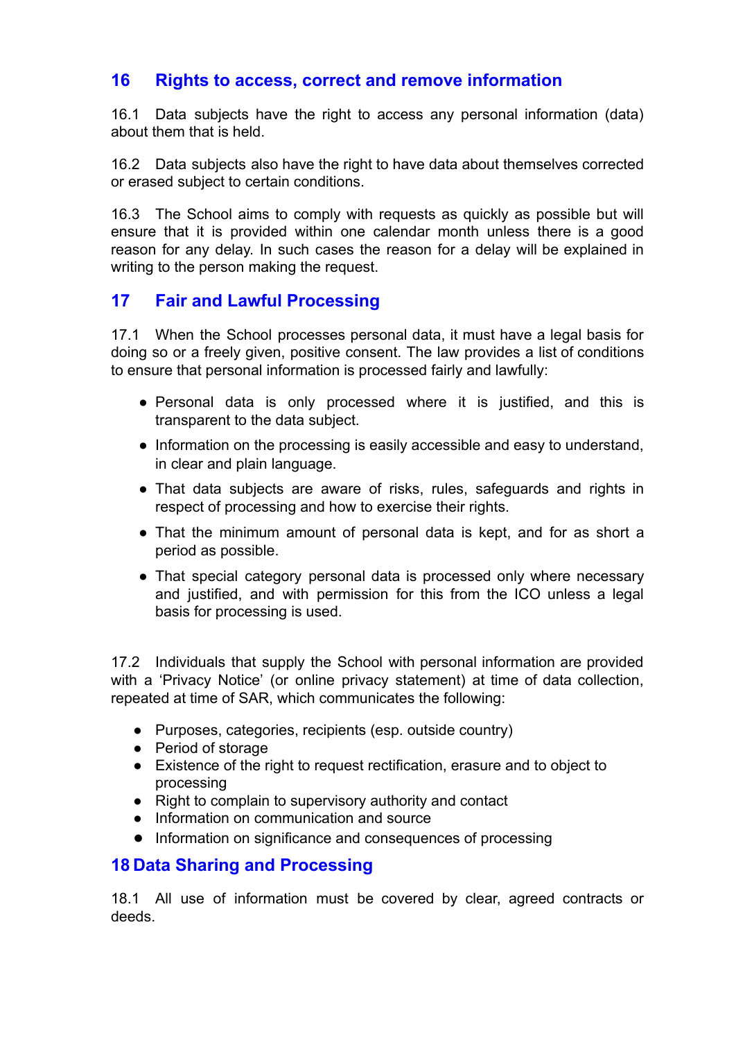## 16 Rights to access, correct and remove information

16.1 Data subjects have the right to access any personal information (data) about them that is held.

16.2 Data subjects also have the right to have data about themselves corrected or erased subject to certain conditions.

16.3 The School aims to comply with requests as quickly as possible but will ensure that it is provided within one calendar month unless there is a good reason for any delay. In such cases the reason for a delay will be explained in writing to the person making the request.

## 17 Fair and Lawful Processing

17.1 When the School processes personal data, it must have a legal basis for doing so or a freely given, positive consent. The law provides a list of conditions to ensure that personal information is processed fairly and lawfully:

- Personal data is only processed where it is justified, and this is transparent to the data subject.
- Information on the processing is easily accessible and easy to understand, in clear and plain language.
- That data subjects are aware of risks, rules, safeguards and rights in respect of processing and how to exercise their rights.
- That the minimum amount of personal data is kept, and for as short a period as possible.
- That special category personal data is processed only where necessary and justified, and with permission for this from the ICO unless a legal basis for processing is used.

17.2 Individuals that supply the School with personal information are provided with a 'Privacy Notice' (or online privacy statement) at time of data collection, repeated at time of SAR, which communicates the following:

- Purposes, categories, recipients (esp. outside country)
- Period of storage
- Existence of the right to request rectification, erasure and to object to processing
- Right to complain to supervisory authority and contact
- Information on communication and source
- Information on significance and consequences of processing

## 18 Data Sharing and Processing

18.1 All use of information must be covered by clear, agreed contracts or deeds.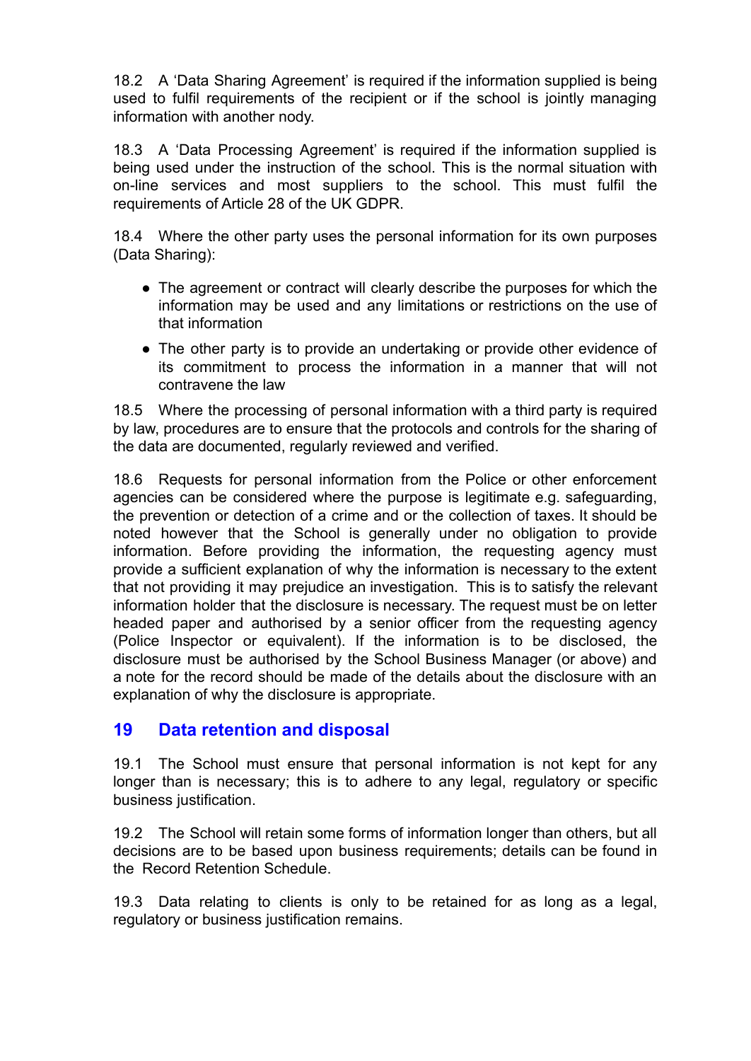18.2 A 'Data Sharing Agreement' is required if the information supplied is being used to fulfil requirements of the recipient or if the school is jointly managing information with another nody.

18.3 A 'Data Processing Agreement' is required if the information supplied is being used under the instruction of the school. This is the normal situation with on-line services and most suppliers to the school. This must fulfil the requirements of Article 28 of the UK GDPR.

18.4 Where the other party uses the personal information for its own purposes (Data Sharing):

- The agreement or contract will clearly describe the purposes for which the information may be used and any limitations or restrictions on the use of that information
- The other party is to provide an undertaking or provide other evidence of its commitment to process the information in a manner that will not contravene the law

18.5 Where the processing of personal information with a third party is required by law, procedures are to ensure that the protocols and controls for the sharing of the data are documented, regularly reviewed and verified.

18.6 Requests for personal information from the Police or other enforcement agencies can be considered where the purpose is legitimate e.g. safeguarding, the prevention or detection of a crime and or the collection of taxes. It should be noted however that the School is generally under no obligation to provide information. Before providing the information, the requesting agency must provide a sufficient explanation of why the information is necessary to the extent that not providing it may prejudice an investigation. This is to satisfy the relevant information holder that the disclosure is necessary. The request must be on letter headed paper and authorised by a senior officer from the requesting agency (Police Inspector or equivalent). If the information is to be disclosed, the disclosure must be authorised by the School Business Manager (or above) and a note for the record should be made of the details about the disclosure with an explanation of why the disclosure is appropriate.

## 19 Data retention and disposal

19.1 The School must ensure that personal information is not kept for any longer than is necessary; this is to adhere to any legal, regulatory or specific business justification.

19.2 The School will retain some forms of information longer than others, but all decisions are to be based upon business requirements; details can be found in the Record Retention Schedule.

19.3 Data relating to clients is only to be retained for as long as a legal, regulatory or business justification remains.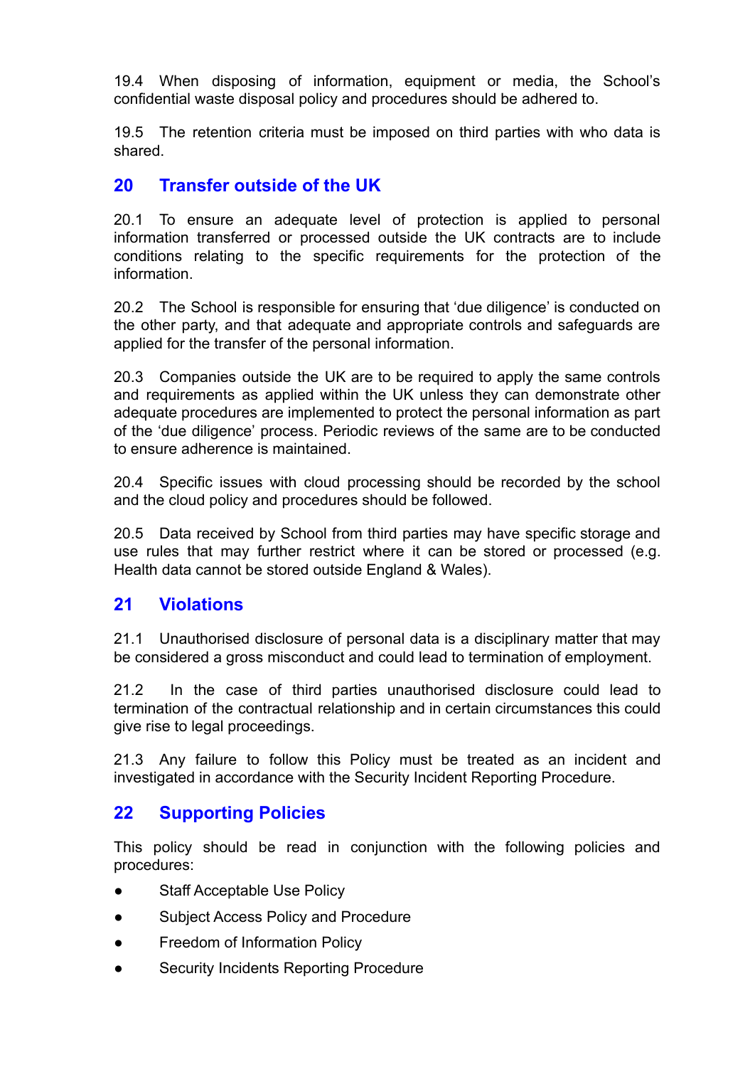19.4 When disposing of information, equipment or media, the School's confidential waste disposal policy and procedures should be adhered to.

19.5 The retention criteria must be imposed on third parties with who data is shared.

## 20 Transfer outside of the UK

20.1 To ensure an adequate level of protection is applied to personal information transferred or processed outside the UK contracts are to include conditions relating to the specific requirements for the protection of the information.

20.2 The School is responsible for ensuring that 'due diligence' is conducted on the other party, and that adequate and appropriate controls and safeguards are applied for the transfer of the personal information.

20.3 Companies outside the UK are to be required to apply the same controls and requirements as applied within the UK unless they can demonstrate other adequate procedures are implemented to protect the personal information as part of the 'due diligence' process. Periodic reviews of the same are to be conducted to ensure adherence is maintained.

20.4 Specific issues with cloud processing should be recorded by the school and the cloud policy and procedures should be followed.

20.5 Data received by School from third parties may have specific storage and use rules that may further restrict where it can be stored or processed (e.g. Health data cannot be stored outside England & Wales).

## 21 Violations

21.1 Unauthorised disclosure of personal data is a disciplinary matter that may be considered a gross misconduct and could lead to termination of employment.

21.2 In the case of third parties unauthorised disclosure could lead to termination of the contractual relationship and in certain circumstances this could give rise to legal proceedings.

21.3 Any failure to follow this Policy must be treated as an incident and investigated in accordance with the Security Incident Reporting Procedure.

## 22 Supporting Policies

This policy should be read in conjunction with the following policies and procedures:

- Staff Acceptable Use Policy
- Subject Access Policy and Procedure
- Freedom of Information Policy
- Security Incidents Reporting Procedure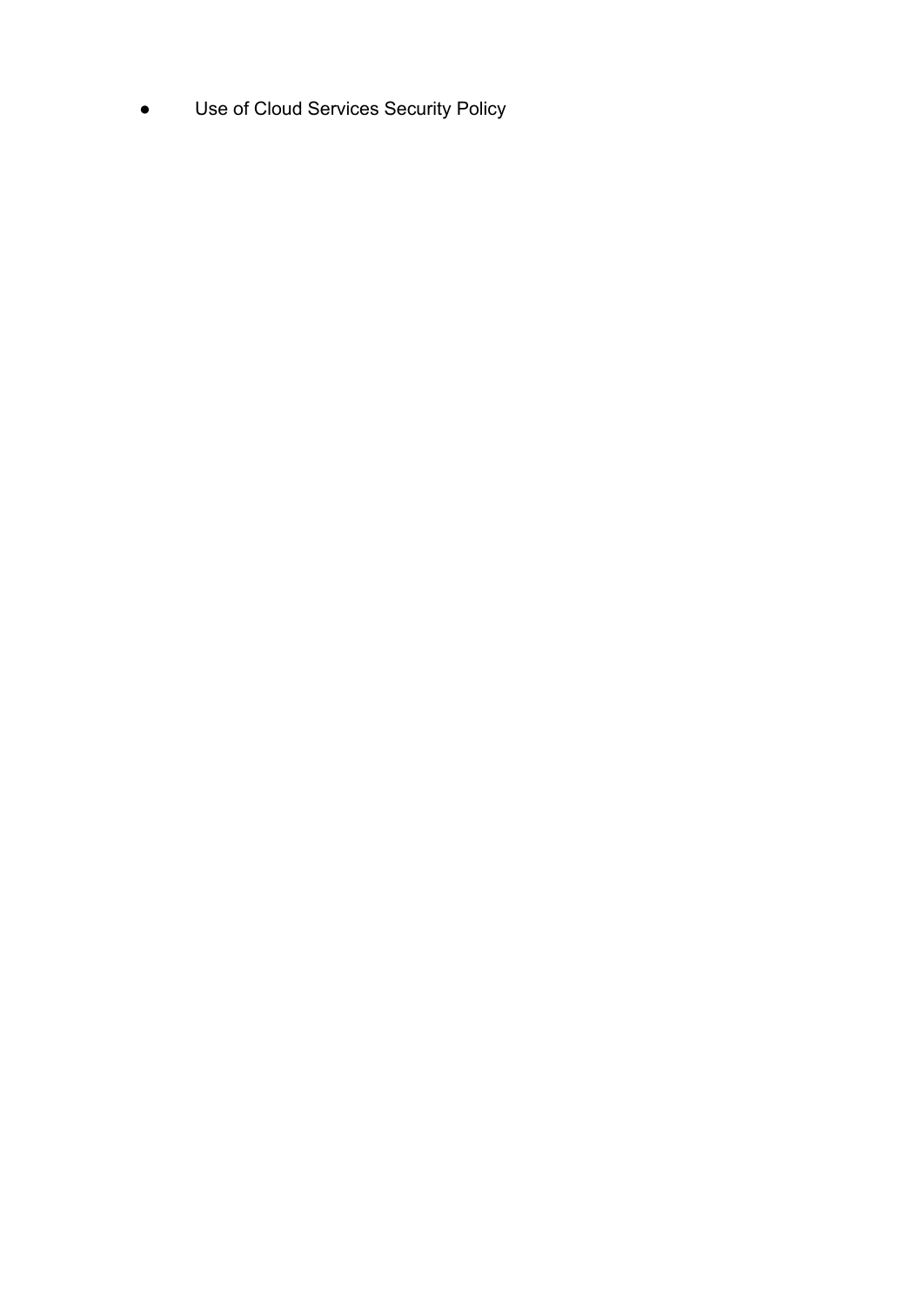- Use of Cloud Services Security Policy